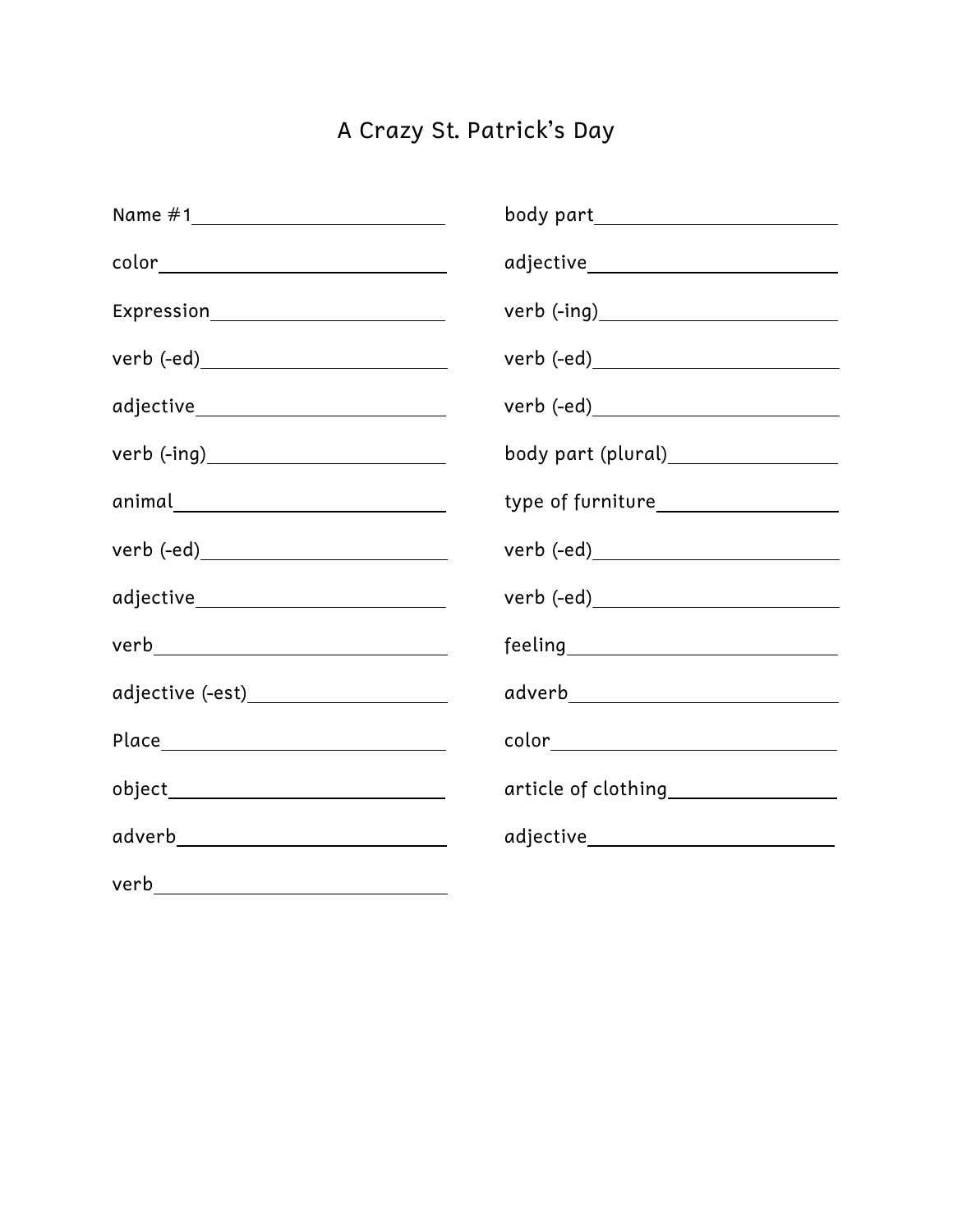# A Crazy St. Patrick's Day

Name #1 ______________________

color ______________________

Expression ______________________

verb (-ed) ______________________

adjective ______________________

verb (-ing) ______________________

animal ______________________

verb (-ed) ______________________

adjective ______________________

verb ______________________

adjective (-est) ______________________

Place ______________________

object ______________________

adverb ______________________

verb ______________________

body part ______________________

adjective ______________________

verb (-ing) ______________________

verb (-ed) ______________________

verb (-ed) ______________________

body part (plural) ______________________

type of furniture ______________________

verb (-ed) ______________________

verb (-ed) ______________________

feeling ______________________

adverb ______________________

color ______________________

article of clothing ______________________

adjective ______________________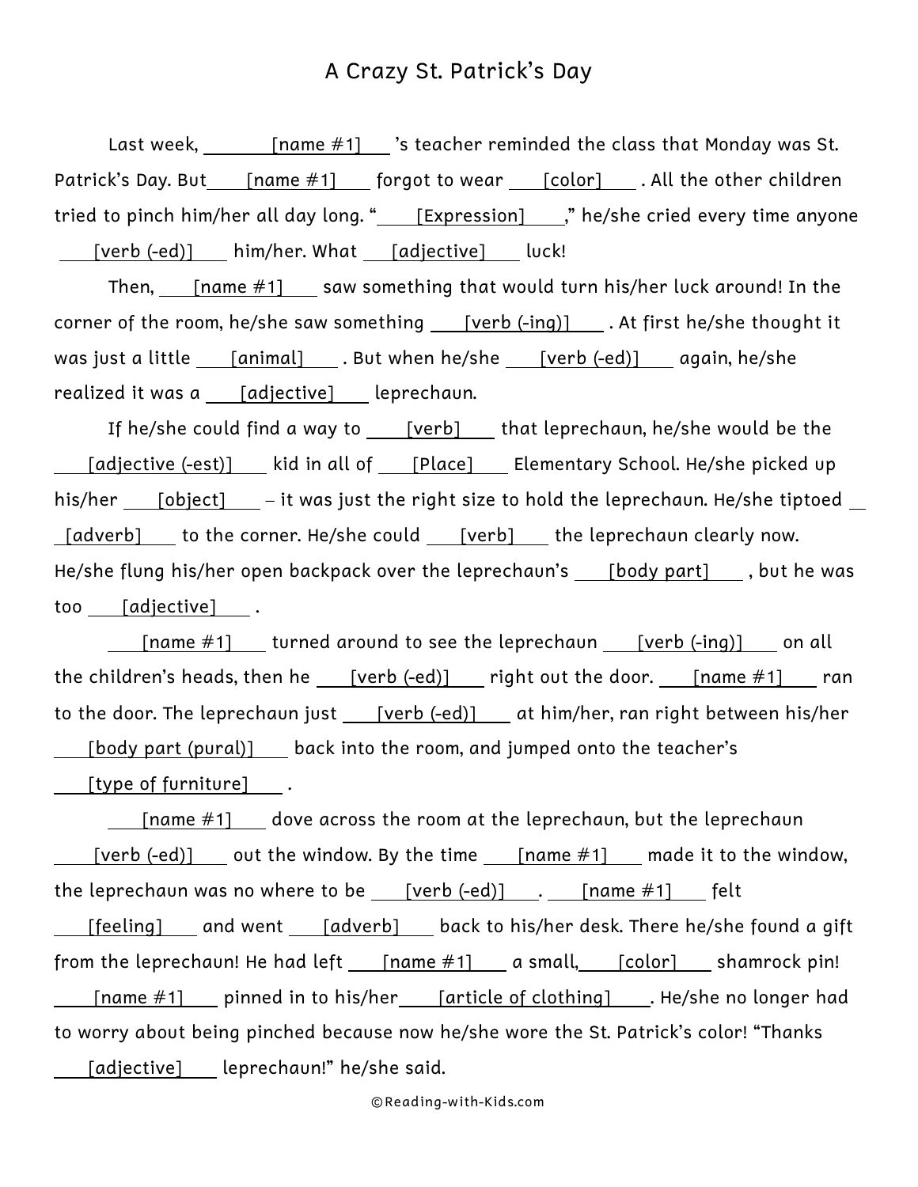# A Crazy St. Patrick's Day

Last week, ___[name #1]___'s teacher reminded the class that Monday was St. Patrick's Day. But ___[name #1]___ forgot to wear ___[color]___. All the other children tried to pinch him/her all day long. "___[Expression]___," he/she cried every time anyone ___[verb (-ed)]___ him/her. What ___[adjective]___ luck!

Then, ___[name #1]___ saw something that would turn his/her luck around! In the corner of the room, he/she saw something ___[verb (-ing)]___. At first he/she thought it was just a little ___[animal]___. But when he/she ___[verb (-ed)]___ again, he/she realized it was a ___[adjective]___ leprechaun.

If he/she could find a way to ___[verb]___ that leprechaun, he/she would be the ___[adjective (-est)]___ kid in all of ___[Place]___ Elementary School. He/she picked up his/her ___[object]___ – it was just the right size to hold the leprechaun. He/she tiptoed ___[adverb]___ to the corner. He/she could ___[verb]___ the leprechaun clearly now. He/she flung his/her open backpack over the leprechaun's ___[body part]___, but he was too ___[adjective]___.

___[name #1]___ turned around to see the leprechaun ___[verb (-ing)]___ on all the children's heads, then he ___[verb (-ed)]___ right out the door. ___[name #1]___ ran to the door. The leprechaun just ___[verb (-ed)]___ at him/her, ran right between his/her ___[body part (pural)]___ back into the room, and jumped onto the teacher's ___[type of furniture]___.

___[name #1]___ dove across the room at the leprechaun, but the leprechaun ___[verb (-ed)]___ out the window. By the time ___[name #1]___ made it to the window, the leprechaun was no where to be ___[verb (-ed)]___. ___[name #1]___ felt ___[feeling]___ and went ___[adverb]___ back to his/her desk. There he/she found a gift from the leprechaun! He had left ___[name #1]___ a small, ___[color]___ shamrock pin! ___[name #1]___ pinned in to his/her ___[article of clothing]___. He/she no longer had to worry about being pinched because now he/she wore the St. Patrick's color! "Thanks ___[adjective]___ leprechaun!" he/she said.

©Reading-with-Kids.com